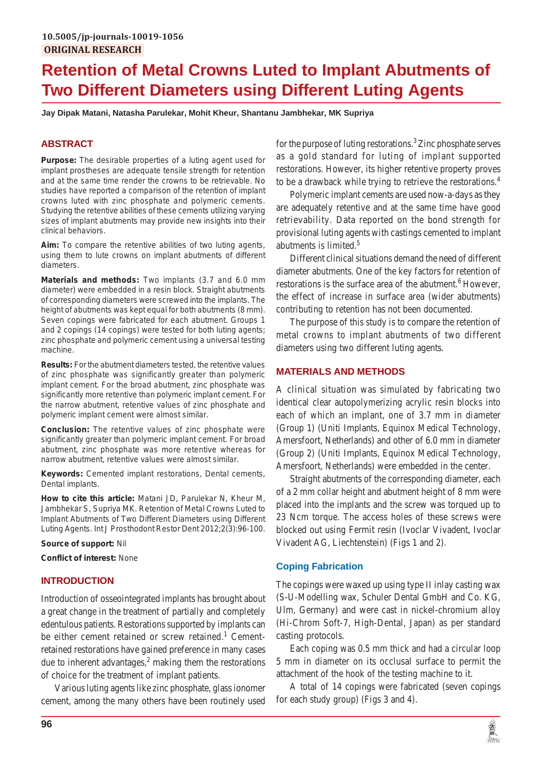10.5005/jp-journals-10019-1056

**ORIGINAL RESEARCH**

# Retention of Metal Crowns Luted to Implant Abutments of Two Different Diameters using Different Luting Agents

**Jay Dipak Matani, Natasha Parulekar, Mohit Kheur, Shantanu Jambhekar, MK Supriya**

## ABSTRACT

**Purpose:** The desirable properties of a luting agent used for implant prostheses are adequate tensile strength for retention and at the same time render the crowns to be retrievable. No studies have reported a comparison of the retention of implant crowns luted with zinc phosphate and polymeric cements. Studying the retentive abilities of these cements utilizing varying sizes of implant abutments may provide new insights into their clinical behaviors.

**Aim:** To compare the retentive abilities of two luting agents, using them to lute crowns on implant abutments of different diameters.

**Materials and methods:** Two implants (3.7 and 6.0 mm diameter) were embedded in a resin block. Straight abutments of corresponding diameters were screwed into the implants. The height of abutments was kept equal for both abutments (8 mm). Seven copings were fabricated for each abutment. Groups 1 and 2 copings (14 copings) were tested for both luting agents; zinc phosphate and polymeric cement using a universal testing machine.

**Results:** For the abutment diameters tested, the retentive values of zinc phosphate was significantly greater than polymeric implant cement. For the broad abutment, zinc phosphate was significantly more retentive than polymeric implant cement. For the narrow abutment, retentive values of zinc phosphate and polymeric implant cement were almost similar.

**Conclusion:** The retentive values of zinc phosphate were significantly greater than polymeric implant cement. For broad abutment, zinc phosphate was more retentive whereas for narrow abutment, retentive values were almost similar.

**Keywords:** Cemented implant restorations, Dental cements, Dental implants.

**How to cite this article:** Matani JD, Parulekar N, Kheur M, Jambhekar S, Supriya MK. Retention of Metal Crowns Luted to Implant Abutments of Two Different Diameters using Different Luting Agents. Int J Prosthodont Restor Dent 2012;2(3):96-100.

**Source of support:** Nil

**Conflict of interest:** None

## INTRODUCTION

Introduction of osseointegrated implants has brought about a great change in the treatment of partially and completely edentulous patients. Restorations supported by implants can be either cement retained or screw retained.[1] Cement-retained restorations have gained preference in many cases due to inherent advantages,[2] making them the restorations of choice for the treatment of implant patients.

Various luting agents like zinc phosphate, glass ionomer cement, among the many others have been routinely used for the purpose of luting restorations.[3] Zinc phosphate serves as a gold standard for luting of implant supported restorations. However, its higher retentive property proves to be a drawback while trying to retrieve the restorations.[4]

Polymeric implant cements are used now-a-days as they are adequately retentive and at the same time have good retrievability. Data reported on the bond strength for provisional luting agents with castings cemented to implant abutments is limited.[5]

Different clinical situations demand the need of different diameter abutments. One of the key factors for retention of restorations is the surface area of the abutment.[6] However, the effect of increase in surface area (wider abutments) contributing to retention has not been documented.

The purpose of this study is to compare the retention of metal crowns to implant abutments of two different diameters using two different luting agents.

## MATERIALS AND METHODS

A clinical situation was simulated by fabricating two identical clear autopolymerizing acrylic resin blocks into each of which an implant, one of 3.7 mm in diameter (Group 1) (Uniti Implants, Equinox Medical Technology, Amersfoort, Netherlands) and other of 6.0 mm in diameter (Group 2) (Uniti Implants, Equinox Medical Technology, Amersfoort, Netherlands) were embedded in the center.

Straight abutments of the corresponding diameter, each of a 2 mm collar height and abutment height of 8 mm were placed into the implants and the screw was torqued up to 23 Ncm torque. The access holes of these screws were blocked out using Fermit resin (Ivoclar Vivadent, Ivoclar Vivadent AG, Liechtenstein) (Figs 1 and 2).

### Coping Fabrication

The copings were waxed up using type II inlay casting wax (S-U-Modelling wax, Schuler Dental GmbH and Co. KG, Ulm, Germany) and were cast in nickel-chromium alloy (Hi-Chrom Soft-7, High-Dental, Japan) as per standard casting protocols.

Each coping was 0.5 mm thick and had a circular loop 5 mm in diameter on its occlusal surface to permit the attachment of the hook of the testing machine to it.

A total of 14 copings were fabricated (seven copings for each study group) (Figs 3 and 4).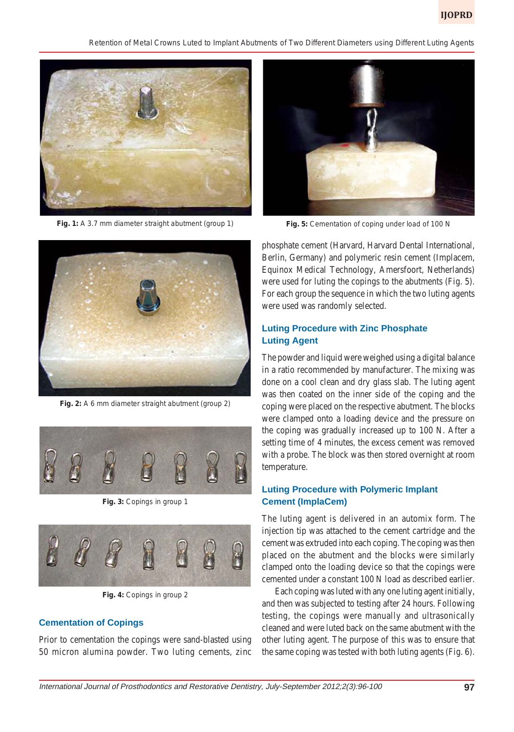Fig. 1: A 3.7 mm diameter straight abutment (group 1)

Fig. 2: A 6 mm diameter straight abutment (group 2)

Fig. 3: Copings in group 1

Fig. 4: Copings in group 2

## Cementation of Copings

Prior to cementation the copings were sand-blasted using 50 micron alumina powder. Two luting cements, zinc phosphate cement (Harvard, Harvard Dental International, Berlin, Germany) and polymeric resin cement (Implacem, Equinox Medical Technology, Amersfoort, Netherlands) were used for luting the copings to the abutments (Fig. 5). For each group the sequence in which the two luting agents were used was randomly selected.

Fig. 5: Cementation of coping under load of 100 N

## Luting Procedure with Zinc Phosphate Luting Agent

The powder and liquid were weighed using a digital balance in a ratio recommended by manufacturer. The mixing was done on a cool clean and dry glass slab. The luting agent was then coated on the inner side of the coping and the coping were placed on the respective abutment. The blocks were clamped onto a loading device and the pressure on the coping was gradually increased up to 100 N. After a setting time of 4 minutes, the excess cement was removed with a probe. The block was then stored overnight at room temperature.

## Luting Procedure with Polymeric Implant Cement (ImplaCem)

The luting agent is delivered in an automix form. The injection tip was attached to the cement cartridge and the cement was extruded into each coping. The coping was then placed on the abutment and the blocks were similarly clamped onto the loading device so that the copings were cemented under a constant 100 N load as described earlier.

Each coping was luted with any one luting agent initially, and then was subjected to testing after 24 hours. Following testing, the copings were manually and ultrasonically cleaned and were luted back on the same abutment with the other luting agent. The purpose of this was to ensure that the same coping was tested with both luting agents (Fig. 6).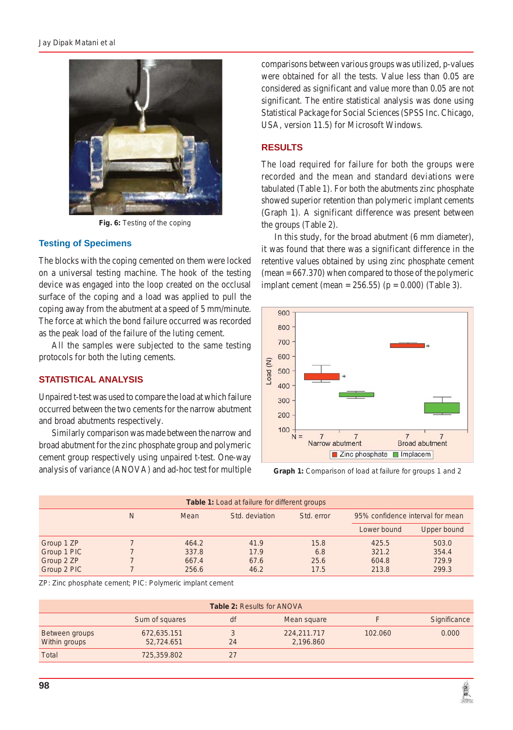Fig. 6: Testing of the coping

### Testing of Specimens

The blocks with the coping cemented on them were locked on a universal testing machine. The hook of the testing device was engaged into the loop created on the occlusal surface of the coping and a load was applied to pull the coping away from the abutment at a speed of 5 mm/minute. The force at which the bond failure occurred was recorded as the peak load of the failure of the luting cement.

All the samples were subjected to the same testing protocols for both the luting cements.

## STATISTICAL ANALYSIS

Unpaired t-test was used to compare the load at which failure occurred between the two cements for the narrow abutment and broad abutments respectively.

Similarly comparison was made between the narrow and broad abutment for the zinc phosphate group and polymeric cement group respectively using unpaired t-test. One-way analysis of variance (ANOVA) and ad-hoc test for multiple comparisons between various groups was utilized, p-values were obtained for all the tests. Value less than 0.05 are considered as significant and value more than 0.05 are not significant. The entire statistical analysis was done using Statistical Package for Social Sciences (SPSS Inc. Chicago, USA, version 11.5) for Microsoft Windows.

## RESULTS

The load required for failure for both the groups were recorded and the mean and standard deviations were tabulated (Table 1). For both the abutments zinc phosphate showed superior retention than polymeric implant cements (Graph 1). A significant difference was present between the groups (Table 2).

In this study, for the broad abutment (6 mm diameter), it was found that there was a significant difference in the retentive values obtained by using zinc phosphate cement (mean = 667.370) when compared to those of the polymeric implant cement (mean = 256.55) (p = 0.000) (Table 3).

Graph 1: Comparison of load at failure for groups 1 and 2

**Table 1:** Load at failure for different groups

| | N | Mean | Std. deviation | Std. error | 95% confidence interval for mean | |
|---|---|---|---|---|---|---|
| | | | | | Lower bound | Upper bound |
| Group 1 ZP | 7 | 464.2 | 41.9 | 15.8 | 425.5 | 503.0 |
| Group 1 PIC | 7 | 337.8 | 17.9 | 6.8 | 321.2 | 354.4 |
| Group 2 ZP | 7 | 667.4 | 67.6 | 25.6 | 604.8 | 729.9 |
| Group 2 PIC | 7 | 256.6 | 46.2 | 17.5 | 213.8 | 299.3 |

ZP: Zinc phosphate cement; PIC: Polymeric implant cement

**Table 2:** Results for ANOVA

| | Sum of squares | df | Mean square | F | Significance |
|---|---|---|---|---|---|
| Between groups | 672,635.151 | 3 | 224,211.717 | 102.060 | 0.000 |
| Within groups | 52,724.651 | 24 | 2,196.860 | | |
| Total | 725,359.802 | 27 | | | |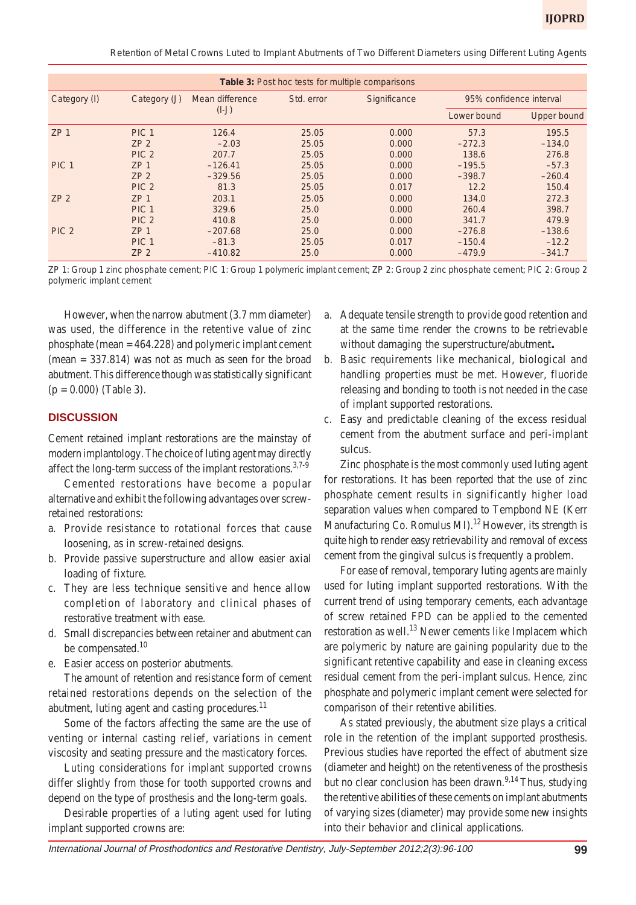**Table 3:** Post hoc tests for multiple comparisons

| Category (I) | Category (J) | Mean difference (I-J) | Std. error | Significance | 95% confidence interval | |
|---|---|---|---|---|---|---|
| | | | | | Lower bound | Upper bound |
| ZP 1 | PIC 1 | 126.4 | 25.05 | 0.000 | 57.3 | 195.5 |
| | ZP 2 | −2.03 | 25.05 | 0.000 | −272.3 | −134.0 |
| | PIC 2 | 207.7 | 25.05 | 0.000 | 138.6 | 276.8 |
| PIC 1 | ZP 1 | −126.41 | 25.05 | 0.000 | −195.5 | −57.3 |
| | ZP 2 | −329.56 | 25.05 | 0.000 | −398.7 | −260.4 |
| | PIC 2 | 81.3 | 25.05 | 0.017 | 12.2 | 150.4 |
| ZP 2 | ZP 1 | 203.1 | 25.05 | 0.000 | 134.0 | 272.3 |
| | PIC 1 | 329.6 | 25.0 | 0.000 | 260.4 | 398.7 |
| | PIC 2 | 410.8 | 25.0 | 0.000 | 341.7 | 479.9 |
| PIC 2 | ZP 1 | −207.68 | 25.0 | 0.000 | −276.8 | −138.6 |
| | PIC 1 | −81.3 | 25.05 | 0.017 | −150.4 | −12.2 |
| | ZP 2 | −410.82 | 25.0 | 0.000 | −479.9 | −341.7 |

ZP 1: Group 1 zinc phosphate cement; PIC 1: Group 1 polymeric implant cement; ZP 2: Group 2 zinc phosphate cement; PIC 2: Group 2 polymeric implant cement

However, when the narrow abutment (3.7 mm diameter) was used, the difference in the retentive value of zinc phosphate (mean = 464.228) and polymeric implant cement (mean = 337.814) was not as much as seen for the broad abutment. This difference though was statistically significant ($p = 0.000$) (Table 3).

## DISCUSSION

Cement retained implant restorations are the mainstay of modern implantology. The choice of luting agent may directly affect the long-term success of the implant restorations.[3,7-9]

Cemented restorations have become a popular alternative and exhibit the following advantages over screw-retained restorations:

a. Provide resistance to rotational forces that cause loosening, as in screw-retained designs.
b. Provide passive superstructure and allow easier axial loading of fixture.
c. They are less technique sensitive and hence allow completion of laboratory and clinical phases of restorative treatment with ease.
d. Small discrepancies between retainer and abutment can be compensated.[10]
e. Easier access on posterior abutments.

The amount of retention and resistance form of cement retained restorations depends on the selection of the abutment, luting agent and casting procedures.[11]

Some of the factors affecting the same are the use of venting or internal casting relief, variations in cement viscosity and seating pressure and the masticatory forces.

Luting considerations for implant supported crowns differ slightly from those for tooth supported crowns and depend on the type of prosthesis and the long-term goals.

Desirable properties of a luting agent used for luting implant supported crowns are:

a. Adequate tensile strength to provide good retention and at the same time render the crowns to be retrievable without damaging the superstructure/abutment**.**
b. Basic requirements like mechanical, biological and handling properties must be met. However, fluoride releasing and bonding to tooth is not needed in the case of implant supported restorations.
c. Easy and predictable cleaning of the excess residual cement from the abutment surface and peri-implant sulcus.

Zinc phosphate is the most commonly used luting agent for restorations. It has been reported that the use of zinc phosphate cement results in significantly higher load separation values when compared to Tempbond NE (Kerr Manufacturing Co. Romulus MI).[12] However, its strength is quite high to render easy retrievability and removal of excess cement from the gingival sulcus is frequently a problem.

For ease of removal, temporary luting agents are mainly used for luting implant supported restorations. With the current trend of using temporary cements, each advantage of screw retained FPD can be applied to the cemented restoration as well.[13] Newer cements like Implacem which are polymeric by nature are gaining popularity due to the significant retentive capability and ease in cleaning excess residual cement from the peri-implant sulcus. Hence, zinc phosphate and polymeric implant cement were selected for comparison of their retentive abilities.

As stated previously, the abutment size plays a critical role in the retention of the implant supported prosthesis. Previous studies have reported the effect of abutment size (diameter and height) on the retentiveness of the prosthesis but no clear conclusion has been drawn.[9,14] Thus, studying the retentive abilities of these cements on implant abutments of varying sizes (diameter) may provide some new insights into their behavior and clinical applications.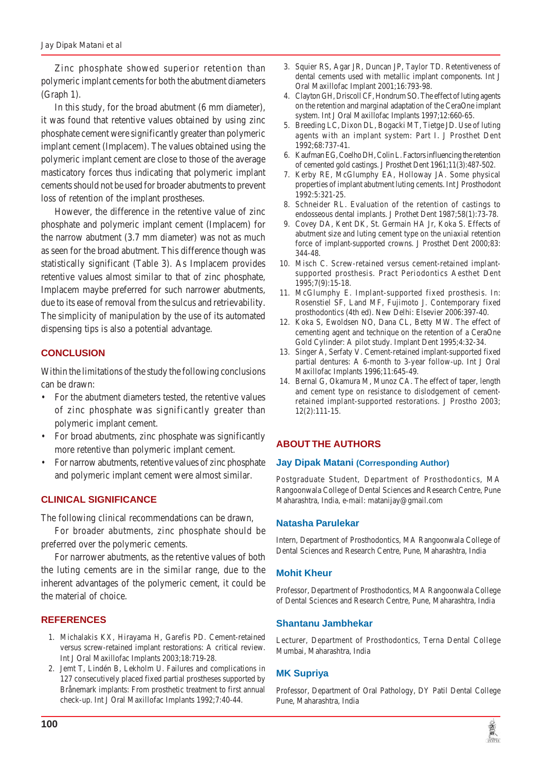Zinc phosphate showed superior retention than polymeric implant cements for both the abutment diameters (Graph 1).

In this study, for the broad abutment (6 mm diameter), it was found that retentive values obtained by using zinc phosphate cement were significantly greater than polymeric implant cement (Implacem). The values obtained using the polymeric implant cement are close to those of the average masticatory forces thus indicating that polymeric implant cements should not be used for broader abutments to prevent loss of retention of the implant prostheses.

However, the difference in the retentive value of zinc phosphate and polymeric implant cement (Implacem) for the narrow abutment (3.7 mm diameter) was not as much as seen for the broad abutment. This difference though was statistically significant (Table 3). As Implacem provides retentive values almost similar to that of zinc phosphate, Implacem maybe preferred for such narrower abutments, due to its ease of removal from the sulcus and retrievability. The simplicity of manipulation by the use of its automated dispensing tips is also a potential advantage.

## CONCLUSION

Within the limitations of the study the following conclusions can be drawn:

- For the abutment diameters tested, the retentive values of zinc phosphate was significantly greater than polymeric implant cement.
- For broad abutments, zinc phosphate was significantly more retentive than polymeric implant cement.
- For narrow abutments, retentive values of zinc phosphate and polymeric implant cement were almost similar.

## CLINICAL SIGNIFICANCE

The following clinical recommendations can be drawn,

For broader abutments, zinc phosphate should be preferred over the polymeric cements.

For narrower abutments, as the retentive values of both the luting cements are in the similar range, due to the inherent advantages of the polymeric cement, it could be the material of choice.

## REFERENCES

1. Michalakis KX, Hirayama H, Garefis PD. Cement-retained versus screw-retained implant restorations: A critical review. Int J Oral Maxillofac Implants 2003;18:719-28.
2. Jemt T, Lindén B, Lekholm U. Failures and complications in 127 consecutively placed fixed partial prostheses supported by Brånemark implants: From prosthetic treatment to first annual check-up. Int J Oral Maxillofac Implants 1992;7:40-44.
3. Squier RS, Agar JR, Duncan JP, Taylor TD. Retentiveness of dental cements used with metallic implant components. Int J Oral Maxillofac Implant 2001;16:793-98.
4. Clayton GH, Driscoll CF, Hondrum SO. The effect of luting agents on the retention and marginal adaptation of the CeraOne implant system. Int J Oral Maxillofac Implants 1997;12:660-65.
5. Breeding LC, Dixon DL, Bogacki MT, Tietge JD. Use of luting agents with an implant system: Part I. J Prosthet Dent 1992;68:737-41.
6. Kaufman EG, Coelho DH, Colin L. Factors influencing the retention of cemented gold castings. J Prosthet Dent 1961;11(3):487-502.
7. Kerby RE, McGlumphy EA, Holloway JA. Some physical properties of implant abutment luting cements. Int J Prosthodont 1992:5:321-25.
8. Schneider RL. Evaluation of the retention of castings to endosseous dental implants. J Prothet Dent 1987;58(1):73-78.
9. Covey DA, Kent DK, St. Germain HA Jr, Koka S. Effects of abutment size and luting cement type on the uniaxial retention force of implant-supported crowns. J Prosthet Dent 2000;83: 344-48.
10. Misch C. Screw-retained versus cement-retained implant-supported prosthesis. Pract Periodontics Aesthet Dent 1995;7(9):15-18.
11. McGlumphy E. Implant-supported fixed prosthesis. In: Rosenstiel SF, Land MF, Fujimoto J. Contemporary fixed prosthodontics (4th ed). New Delhi: Elsevier 2006:397-40.
12. Koka S, Ewoldsen NO, Dana CL, Betty MW. The effect of cementing agent and technique on the retention of a CeraOne Gold Cylinder: A pilot study. Implant Dent 1995;4:32-34.
13. Singer A, Serfaty V. Cement-retained implant-supported fixed partial dentures: A 6-month to 3-year follow-up. Int J Oral Maxillofac Implants 1996;11:645-49.
14. Bernal G, Okamura M, Munoz CA. The effect of taper, length and cement type on resistance to dislodgement of cement-retained implant-supported restorations. J Prostho 2003; 12(2):111-15.

## ABOUT THE AUTHORS

### Jay Dipak Matani (Corresponding Author)

Postgraduate Student, Department of Prosthodontics, MA Rangoonwala College of Dental Sciences and Research Centre, Pune Maharashtra, India, e-mail: matanijay@gmail.com

### Natasha Parulekar

Intern, Department of Prosthodontics, MA Rangoonwala College of Dental Sciences and Research Centre, Pune, Maharashtra, India

### Mohit Kheur

Professor, Department of Prosthodontics, MA Rangoonwala College of Dental Sciences and Research Centre, Pune, Maharashtra, India

### Shantanu Jambhekar

Lecturer, Department of Prosthodontics, Terna Dental College Mumbai, Maharashtra, India

### MK Supriya

Professor, Department of Oral Pathology, DY Patil Dental College Pune, Maharashtra, India